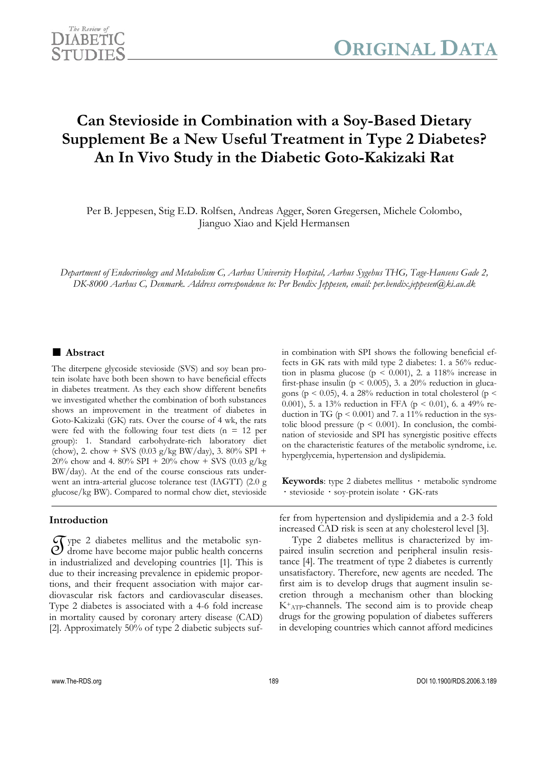# Can Stevioside in Combination with a Soy-Based Dietary Supplement Be a New Useful Treatment in Type 2 Diabetes? An In Vivo Study in the Diabetic Goto-Kakizaki Rat

Per B. Jeppesen, Stig E.D. Rolfsen, Andreas Agger, Søren Gregersen, Michele Colombo, Jianguo Xiao and Kjeld Hermansen

*Department of Endocrinology and Metabolism C, Aarhus University Hospital, Aarhus Sygehus THG, Tage-Hansens Gade 2, DK-8000 Aarhus C, Denmark. Address correspondence to: Per Bendix Jeppesen, email: per.bendix.jeppesen@ki.au.dk*

## Abstract

The diterpene glycoside stevioside (SVS) and soy bean protein isolate have both been shown to have beneficial effects in diabetes treatment. As they each show different benefits we investigated whether the combination of both substances shows an improvement in the treatment of diabetes in Goto-Kakizaki (GK) rats. Over the course of 4 wk, the rats were fed with the following four test diets (n = 12 per group): 1. Standard carbohydrate-rich laboratory diet (chow), 2. chow + SVS (0.03 g/kg BW/day), 3. 80% SPI + 20% chow and 4. 80% SPI + 20% chow + SVS (0.03 g/kg BW/day). At the end of the course conscious rats underwent an intra-arterial glucose tolerance test (IAGTT) (2.0 g glucose/kg BW). Compared to normal chow diet, stevioside in combination with SPI shows the following beneficial effects in GK rats with mild type 2 diabetes: 1. a 56% reduction in plasma glucose ($p < 0.001$), 2. a 118% increase in first-phase insulin ($p < 0.005$), 3. a 20% reduction in glucagons ($p < 0.05$), 4. a 28% reduction in total cholesterol ($p < 0.001$), 5. a 13% reduction in FFA ($p < 0.01$), 6. a 49% reduction in TG ($p < 0.001$) and 7. a 11% reduction in the systolic blood pressure ($p < 0.001$). In conclusion, the combination of stevioside and SPI has synergistic positive effects on the characteristic features of the metabolic syndrome, i.e. hyperglycemia, hypertension and dyslipidemia.

**Keywords**: type 2 diabetes mellitus · metabolic syndrome · stevioside · soy-protein isolate · GK-rats

## Introduction

Type 2 diabetes mellitus and the metabolic syndrome have become major public health concerns in industrialized and developing countries [1]. This is due to their increasing prevalence in epidemic proportions, and their frequent association with major cardiovascular risk factors and cardiovascular diseases. Type 2 diabetes is associated with a 4-6 fold increase in mortality caused by coronary artery disease (CAD) [2]. Approximately 50% of type 2 diabetic subjects suffer from hypertension and dyslipidemia and a 2-3 fold increased CAD risk is seen at any cholesterol level [3].

Type 2 diabetes mellitus is characterized by impaired insulin secretion and peripheral insulin resistance [4]. The treatment of type 2 diabetes is currently unsatisfactory. Therefore, new agents are needed. The first aim is to develop drugs that augment insulin secretion through a mechanism other than blocking $K^{+}_{ATP}$-channels. The second aim is to provide cheap drugs for the growing population of diabetes sufferers in developing countries which cannot afford medicines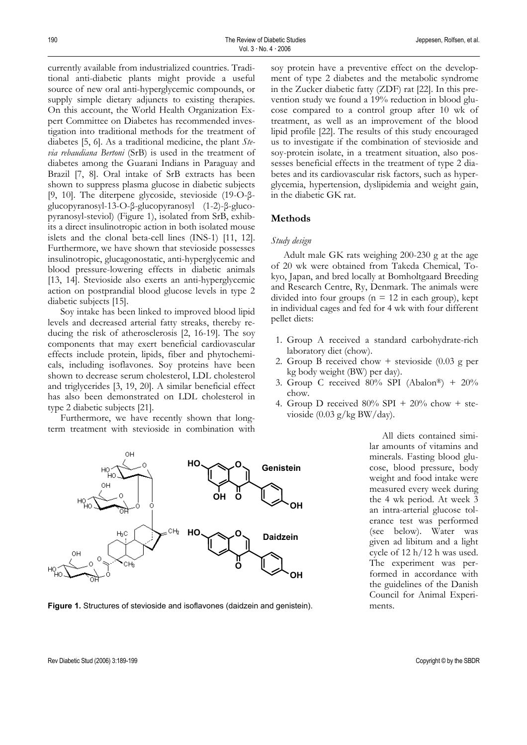currently available from industrialized countries. Traditional anti-diabetic plants might provide a useful source of new oral anti-hyperglycemic compounds, or supply simple dietary adjuncts to existing therapies. On this account, the World Health Organization Expert Committee on Diabetes has recommended investigation into traditional methods for the treatment of diabetes [5, 6]. As a traditional medicine, the plant *Stevia rebaudiana Bertoni* (SrB) is used in the treatment of diabetes among the Guarani Indians in Paraguay and Brazil [7, 8]. Oral intake of SrB extracts has been shown to suppress plasma glucose in diabetic subjects [9, 10]. The diterpene glycoside, stevioside (19-O-β-glucopyranosyl-13-O-β-glucopyranosyl (1-2)-β-glucopyranosyl-steviol) (Figure 1), isolated from SrB, exhibits a direct insulinotropic action in both isolated mouse islets and the clonal beta-cell lines (INS-1) [11, 12]. Furthermore, we have shown that stevioside possesses insulinotropic, glucagonostatic, anti-hyperglycemic and blood pressure-lowering effects in diabetic animals [13, 14]. Stevioside also exerts an anti-hyperglycemic action on postprandial blood glucose levels in type 2 diabetic subjects [15].

Soy intake has been linked to improved blood lipid levels and decreased arterial fatty streaks, thereby reducing the risk of atherosclerosis [2, 16-19]. The soy components that may exert beneficial cardiovascular effects include protein, lipids, fiber and phytochemicals, including isoflavones. Soy proteins have been shown to decrease serum cholesterol, LDL cholesterol and triglycerides [3, 19, 20]. A similar beneficial effect has also been demonstrated on LDL cholesterol in type 2 diabetic subjects [21].

Furthermore, we have recently shown that long-term treatment with stevioside in combination with soy protein have a preventive effect on the development of type 2 diabetes and the metabolic syndrome in the Zucker diabetic fatty (ZDF) rat [22]. In this prevention study we found a 19% reduction in blood glucose compared to a control group after 10 wk of treatment, as well as an improvement of the blood lipid profile [22]. The results of this study encouraged us to investigate if the combination of stevioside and soy-protein isolate, in a treatment situation, also possesses beneficial effects in the treatment of type 2 diabetes and its cardiovascular risk factors, such as hyperglycemia, hypertension, dyslipidemia and weight gain, in the diabetic GK rat.

Figure 1. Structures of stevioside and isoflavones (daidzein and genistein).

## Methods

### *Study design*

Adult male GK rats weighing 200-230 g at the age of 20 wk were obtained from Takeda Chemical, Tokyo, Japan, and bred locally at Bomholtgaard Breeding and Research Centre, Ry, Denmark. The animals were divided into four groups (n = 12 in each group), kept in individual cages and fed for 4 wk with four different pellet diets:

1. Group A received a standard carbohydrate-rich laboratory diet (chow).
2. Group B received chow + stevioside (0.03 g per kg body weight (BW) per day).
3. Group C received 80% SPI (Abalon®) + 20% chow.
4. Group D received 80% SPI + 20% chow + stevioside (0.03 g/kg BW/day).

All diets contained similar amounts of vitamins and minerals. Fasting blood glucose, blood pressure, body weight and food intake were measured every week during the 4 wk period. At week 3 an intra-arterial glucose tolerance test was performed (see below). Water was given ad libitum and a light cycle of 12 h/12 h was used. The experiment was performed in accordance with the guidelines of the Danish Council for Animal Experiments.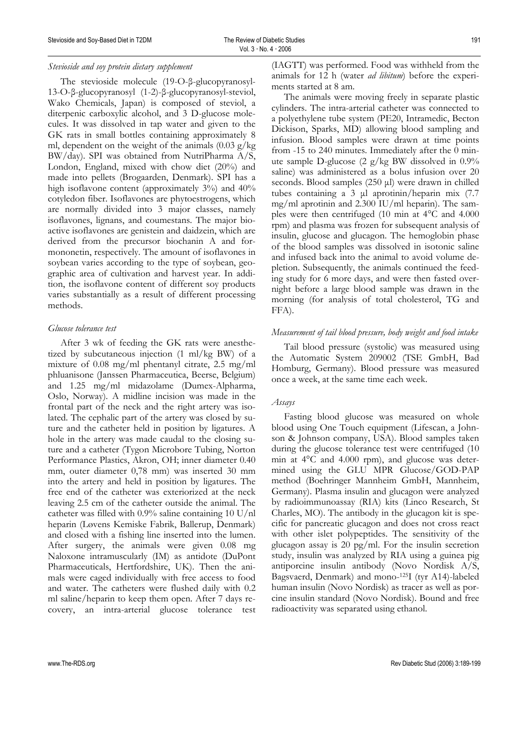### *Stevioside and soy protein dietary supplement*

The stevioside molecule (19-O-β-glucopyranosyl-13-O-β-glucopyranosyl (1-2)-β-glucopyranosyl-steviol, Wako Chemicals, Japan) is composed of steviol, a diterpenic carboxylic alcohol, and 3 D-glucose molecules. It was dissolved in tap water and given to the GK rats in small bottles containing approximately 8 ml, dependent on the weight of the animals (0.03 g/kg BW/day). SPI was obtained from NutriPharma A/S, London, England, mixed with chow diet (20%) and made into pellets (Brogaarden, Denmark). SPI has a high isoflavone content (approximately 3%) and 40% cotyledon fiber. Isoflavones are phytoestrogens, which are normally divided into 3 major classes, namely isoflavones, lignans, and coumestans. The major bioactive isoflavones are genistein and daidzein, which are derived from the precursor biochanin A and formononetin, respectively. The amount of isoflavones in soybean varies according to the type of soybean, geographic area of cultivation and harvest year. In addition, the isoflavone content of different soy products varies substantially as a result of different processing methods.

### *Glucose tolerance test*

After 3 wk of feeding the GK rats were anesthetized by subcutaneous injection (1 ml/kg BW) of a mixture of 0.08 mg/ml phentanyl citrate, 2.5 mg/ml phluanisone (Janssen Pharmaceutica, Beerse, Belgium) and 1.25 mg/ml midazolame (Dumex-Alpharma, Oslo, Norway). A midline incision was made in the frontal part of the neck and the right artery was isolated. The cephalic part of the artery was closed by suture and the catheter held in position by ligatures. A hole in the artery was made caudal to the closing suture and a catheter (Tygon Microbore Tubing, Norton Performance Plastics, Akron, OH; inner diameter 0.40 mm, outer diameter 0,78 mm) was inserted 30 mm into the artery and held in position by ligatures. The free end of the catheter was exteriorized at the neck leaving 2.5 cm of the catheter outside the animal. The catheter was filled with 0.9% saline containing 10 U/nl heparin (Løvens Kemiske Fabrik, Ballerup, Denmark) and closed with a fishing line inserted into the lumen. After surgery, the animals were given 0.08 mg Naloxone intramuscularly (IM) as antidote (DuPont Pharmaceuticals, Hertfordshire, UK). Then the animals were caged individually with free access to food and water. The catheters were flushed daily with 0.2 ml saline/heparin to keep them open. After 7 days recovery, an intra-arterial glucose tolerance test (IAGTT) was performed. Food was withheld from the animals for 12 h (water *ad libitum*) before the experiments started at 8 am.

The animals were moving freely in separate plastic cylinders. The intra-arterial catheter was connected to a polyethylene tube system (PE20, Intramedic, Becton Dickison, Sparks, MD) allowing blood sampling and infusion. Blood samples were drawn at time points from -15 to 240 minutes. Immediately after the 0 minute sample D-glucose (2 g/kg BW dissolved in 0.9% saline) was administered as a bolus infusion over 20 seconds. Blood samples (250 µl) were drawn in chilled tubes containing a 3 µl aprotinin/heparin mix (7.7 mg/ml aprotinin and 2.300 IU/ml heparin). The samples were then centrifuged (10 min at 4°C and 4.000 rpm) and plasma was frozen for subsequent analysis of insulin, glucose and glucagon. The hemoglobin phase of the blood samples was dissolved in isotonic saline and infused back into the animal to avoid volume depletion. Subsequently, the animals continued the feeding study for 6 more days, and were then fasted overnight before a large blood sample was drawn in the morning (for analysis of total cholesterol, TG and FFA).

### *Measurement of tail blood pressure, body weight and food intake*

Tail blood pressure (systolic) was measured using the Automatic System 209002 (TSE GmbH, Bad Homburg, Germany). Blood pressure was measured once a week, at the same time each week.

### *Assays*

Fasting blood glucose was measured on whole blood using One Touch equipment (Lifescan, a Johnson & Johnson company, USA). Blood samples taken during the glucose tolerance test were centrifuged (10 min at 4°C and 4.000 rpm), and glucose was determined using the GLU MPR Glucose/GOD-PAP method (Boehringer Mannheim GmbH, Mannheim, Germany). Plasma insulin and glucagon were analyzed by radioimmunoassay (RIA) kits (Linco Research, St Charles, MO). The antibody in the glucagon kit is specific for pancreatic glucagon and does not cross react with other islet polypeptides. The sensitivity of the glucagon assay is 20 pg/ml. For the insulin secretion study, insulin was analyzed by RIA using a guinea pig antiporcine insulin antibody (Novo Nordisk A/S, Bagsvaerd, Denmark) and mono-$^{125}$I (tyr A14)-labeled human insulin (Novo Nordisk) as tracer as well as porcine insulin standard (Novo Nordisk). Bound and free radioactivity was separated using ethanol.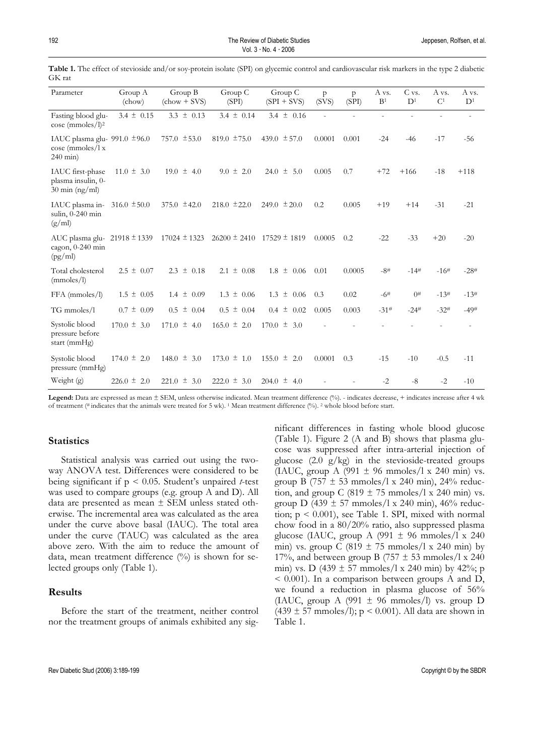**Table 1.** The effect of stevioside and/or soy-protein isolate (SPI) on glycemic control and cardiovascular risk markers in the type 2 diabetic GK rat

| Parameter | Group A (chow) | Group B (chow + SVS) | Group C (SPI) | Group C (SPI + SVS) | p (SVS) | p (SPI) | A vs. B[1] | C vs. D[1] | A vs. C[1] | A vs. D[1] |
|---|---|---|---|---|---|---|---|---|---|---|
| Fasting blood glucose (mmoles/l)[2] | 3.4 ± 0.15 | 3.3 ± 0.13 | 3.4 ± 0.14 | 3.4 ± 0.16 | - | - | - | - | - | - |
| IAUC plasma glucose (mmoles/l x 240 min) | 991.0 ± 96.0 | 757.0 ± 53.0 | 819.0 ± 75.0 | 439.0 ± 57.0 | 0.0001 | 0.001 | -24 | -46 | -17 | -56 |
| IAUC first-phase plasma insulin, 0-30 min (ng/ml) | 11.0 ± 3.0 | 19.0 ± 4.0 | 9.0 ± 2.0 | 24.0 ± 5.0 | 0.005 | 0.7 | +72 | +166 | -18 | +118 |
| IAUC plasma insulin, 0-240 min (g/ml) | 316.0 ± 50.0 | 375.0 ± 42.0 | 218.0 ± 22.0 | 249.0 ± 20.0 | 0.2 | 0.005 | +19 | +14 | -31 | -21 |
| AUC plasma glucagon, 0-240 min (pg/ml) | 21918 ± 1339 | 17024 ± 1323 | 26200 ± 2410 | 17529 ± 1819 | 0.0005 | 0.2 | -22 | -33 | +20 | -20 |
| Total cholesterol (mmoles/l) | 2.5 ± 0.07 | 2.3 ± 0.18 | 2.1 ± 0.08 | 1.8 ± 0.06 | 0.01 | 0.0005 | -8# | -14# | -16# | -28# |
| FFA (mmoles/l) | 1.5 ± 0.05 | 1.4 ± 0.09 | 1.3 ± 0.06 | 1.3 ± 0.06 | 0.3 | 0.02 | -6# | 0# | -13# | -13# |
| TG mmoles/l | 0.7 ± 0.09 | 0.5 ± 0.04 | 0.5 ± 0.04 | 0.4 ± 0.02 | 0.005 | 0.003 | -31# | -24# | -32# | -49# |
| Systolic blood pressure before start (mmHg) | 170.0 ± 3.0 | 171.0 ± 4.0 | 165.0 ± 2.0 | 170.0 ± 3.0 | - | - | - | - | - | - |
| Systolic blood pressure (mmHg) | 174.0 ± 2.0 | 148.0 ± 3.0 | 173.0 ± 1.0 | 155.0 ± 2.0 | 0.0001 | 0.3 | -15 | -10 | -0.5 | -11 |
| Weight (g) | 226.0 ± 2.0 | 221.0 ± 3.0 | 222.0 ± 3.0 | 204.0 ± 4.0 | - | - | -2 | -8 | -2 | -10 |

**Legend:** Data are expressed as mean ± SEM, unless otherwise indicated. Mean treatment difference (%). - indicates decrease, + indicates increase after 4 wk of treatment (# indicates that the animals were treated for 5 wk). [1] Mean treatment difference (%). [2] whole blood before start.

### Statistics

Statistical analysis was carried out using the two-way ANOVA test. Differences were considered to be being significant if $p < 0.05$. Student's unpaired *t*-test was used to compare groups (e.g. group A and D). All data are presented as mean ± SEM unless stated otherwise. The incremental area was calculated as the area under the curve above basal (IAUC). The total area under the curve (TAUC) was calculated as the area above zero. With the aim to reduce the amount of data, mean treatment difference (%) is shown for selected groups only (Table 1).

### Results

Before the start of the treatment, neither control nor the treatment groups of animals exhibited any significant differences in fasting whole blood glucose (Table 1). Figure 2 (A and B) shows that plasma glucose was suppressed after intra-arterial injection of glucose (2.0 g/kg) in the stevioside-treated groups (IAUC, group A (991 ± 96 mmoles/l x 240 min) vs. group B (757 ± 53 mmoles/l x 240 min), 24% reduction, and group C (819 ± 75 mmoles/l x 240 min) vs. group D (439 ± 57 mmoles/l x 240 min), 46% reduction; $p < 0.001$), see Table 1. SPI, mixed with normal chow food in a 80/20% ratio, also suppressed plasma glucose (IAUC, group A (991 ± 96 mmoles/l x 240 min) vs. group C (819 ± 75 mmoles/l x 240 min) by 17%, and between group B (757 ± 53 mmoles/l x 240 min) vs. D (439 ± 57 mmoles/l x 240 min) by 42%; $p < 0.001$). In a comparison between groups A and D, we found a reduction in plasma glucose of 56% (IAUC, group A (991 ± 96 mmoles/l) vs. group D (439 ± 57 mmoles/l); $p < 0.001$). All data are shown in Table 1.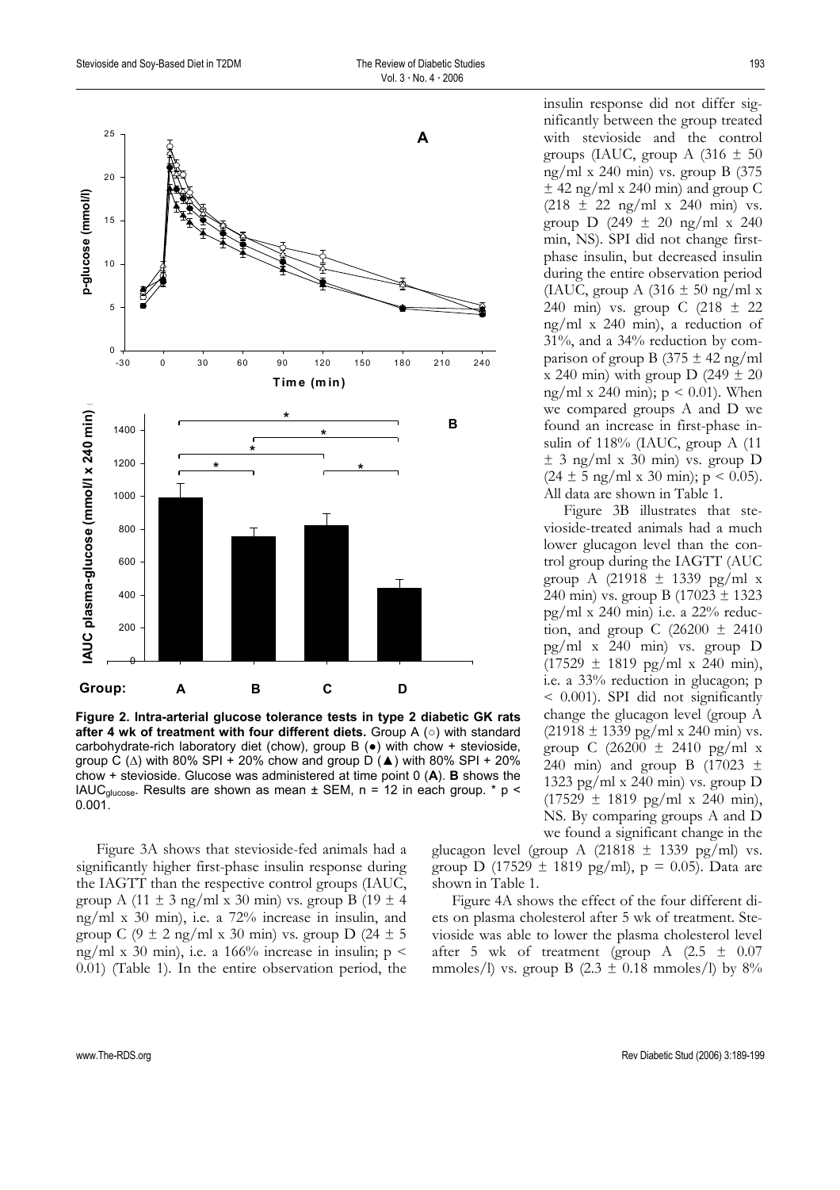**Figure 2. Intra-arterial glucose tolerance tests in type 2 diabetic GK rats after 4 wk of treatment with four different diets.** Group A (○) with standard carbohydrate-rich laboratory diet (chow), group B (●) with chow + stevioside, group C (Δ) with 80% SPI + 20% chow and group D (▲) with 80% SPI + 20% chow + stevioside. Glucose was administered at time point 0 (**A**). **B** shows the $IAUC_{glucose}$. Results are shown as mean ± SEM, n = 12 in each group. * $p < 0.001$.

Figure 3A shows that stevioside-fed animals had a significantly higher first-phase insulin response during the IAGTT than the respective control groups (IAUC, group A (11 ± 3 ng/ml x 30 min) vs. group B (19 ± 4 ng/ml x 30 min), i.e. a 72% increase in insulin, and group C (9 ± 2 ng/ml x 30 min) vs. group D (24 ± 5 ng/ml x 30 min), i.e. a 166% increase in insulin; $p < 0.01$) (Table 1). In the entire observation period, the insulin response did not differ significantly between the group treated with stevioside and the control groups (IAUC, group A (316 ± 50 ng/ml x 240 min) vs. group B (375 ± 42 ng/ml x 240 min) and group C (218 ± 22 ng/ml x 240 min) vs. group D (249 ± 20 ng/ml x 240 min, NS). SPI did not change first-phase insulin, but decreased insulin during the entire observation period (IAUC, group A (316 ± 50 ng/ml x 240 min) vs. group C (218 ± 22 ng/ml x 240 min), a reduction of 31%, and a 34% reduction by comparison of group B (375 ± 42 ng/ml x 240 min) with group D (249 ± 20 ng/ml x 240 min); $p < 0.01$). When we compared groups A and D we found an increase in first-phase insulin of 118% (IAUC, group A (11 ± 3 ng/ml x 30 min) vs. group D (24 ± 5 ng/ml x 30 min); $p < 0.05$). All data are shown in Table 1.

Figure 3B illustrates that stevioside-treated animals had a much lower glucagon level than the control group during the IAGTT (AUC group A (21918 ± 1339 pg/ml x 240 min) vs. group B (17023 ± 1323 pg/ml x 240 min) i.e. a 22% reduction, and group C (26200 ± 2410 pg/ml x 240 min) vs. group D (17529 ± 1819 pg/ml x 240 min), i.e. a 33% reduction in glucagon; $p < 0.001$). SPI did not significantly change the glucagon level (group A (21918 ± 1339 pg/ml x 240 min) vs. group C (26200 ± 2410 pg/ml x 240 min) and group B (17023 ± 1323 pg/ml x 240 min) vs. group D (17529 ± 1819 pg/ml x 240 min), NS. By comparing groups A and D we found a significant change in the glucagon level (group A (21818 ± 1339 pg/ml) vs. group D (17529 ± 1819 pg/ml), $p = 0.05$). Data are shown in Table 1.

Figure 4A shows the effect of the four different diets on plasma cholesterol after 5 wk of treatment. Stevioside was able to lower the plasma cholesterol level after 5 wk of treatment (group A (2.5 ± 0.07 mmoles/l) vs. group B (2.3 ± 0.18 mmoles/l) by 8%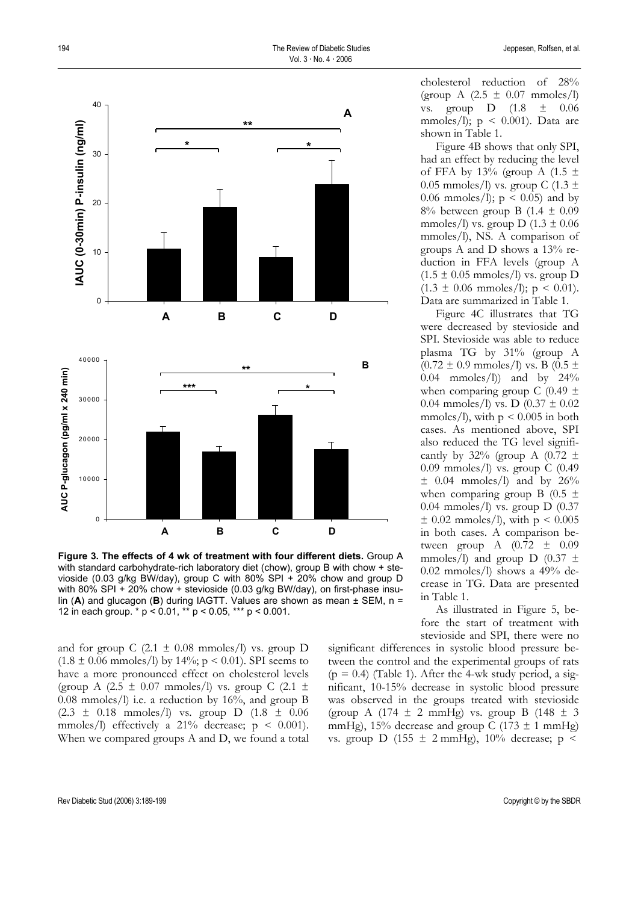and for group C (2.1 ± 0.08 mmoles/l) vs. group D (1.8 ± 0.06 mmoles/l) by 14%; $p < 0.01$). SPI seems to have a more pronounced effect on cholesterol levels (group A (2.5 ± 0.07 mmoles/l) vs. group C (2.1 ± 0.08 mmoles/l) i.e. a reduction by 16%, and group B (2.3 ± 0.18 mmoles/l) vs. group D (1.8 ± 0.06 mmoles/l) effectively a 21% decrease; $p < 0.001$). When we compared groups A and D, we found a total cholesterol reduction of 28% (group A (2.5 ± 0.07 mmoles/l) vs. group D (1.8 ± 0.06 mmoles/l); $p < 0.001$). Data are shown in Table 1.

**Figure 3. The effects of 4 wk of treatment with four different diets.** Group A with standard carbohydrate-rich laboratory diet (chow), group B with chow + stevioside (0.03 g/kg BW/day), group C with 80% SPI + 20% chow and group D with 80% SPI + 20% chow + stevioside (0.03 g/kg BW/day), on first-phase insulin (**A**) and glucagon (**B**) during IAGTT. Values are shown as mean ± SEM, n = 12 in each group. * $p < 0.01$, ** $p < 0.05$, *** $p < 0.001$.

Figure 4B shows that only SPI, had an effect by reducing the level of FFA by 13% (group A (1.5 ± 0.05 mmoles/l) vs. group C (1.3 ± 0.06 mmoles/l); $p < 0.05$) and by 8% between group B (1.4 ± 0.09 mmoles/l) vs. group D (1.3 ± 0.06 mmoles/l), NS. A comparison of groups A and D shows a 13% reduction in FFA levels (group A (1.5 ± 0.05 mmoles/l) vs. group D (1.3 ± 0.06 mmoles/l); $p < 0.01$). Data are summarized in Table 1.

Figure 4C illustrates that TG were decreased by stevioside and SPI. Stevioside was able to reduce plasma TG by 31% (group A (0.72 ± 0.9 mmoles/l) vs. B (0.5 ± 0.04 mmoles/l)) and by 24% when comparing group C (0.49 ± 0.04 mmoles/l) vs. D (0.37 ± 0.02 mmoles/l), with $p < 0.005$ in both cases. As mentioned above, SPI also reduced the TG level significantly by 32% (group A (0.72 ± 0.09 mmoles/l) vs. group C (0.49 ± 0.04 mmoles/l) and by 26% when comparing group B (0.5 ± 0.04 mmoles/l) vs. group D (0.37 ± 0.02 mmoles/l), with $p < 0.005$ in both cases. A comparison between group A (0.72 ± 0.09 mmoles/l) and group D (0.37 ± 0.02 mmoles/l) shows a 49% decrease in TG. Data are presented in Table 1.

As illustrated in Figure 5, before the start of treatment with stevioside and SPI, there were no significant differences in systolic blood pressure between the control and the experimental groups of rats ($p = 0.4$) (Table 1). After the 4-wk study period, a significant, 10-15% decrease in systolic blood pressure was observed in the groups treated with stevioside (group A (174 ± 2 mmHg) vs. group B (148 ± 3 mmHg), 15% decrease and group C (173 ± 1 mmHg) vs. group D (155 ± 2 mmHg), 10% decrease; p <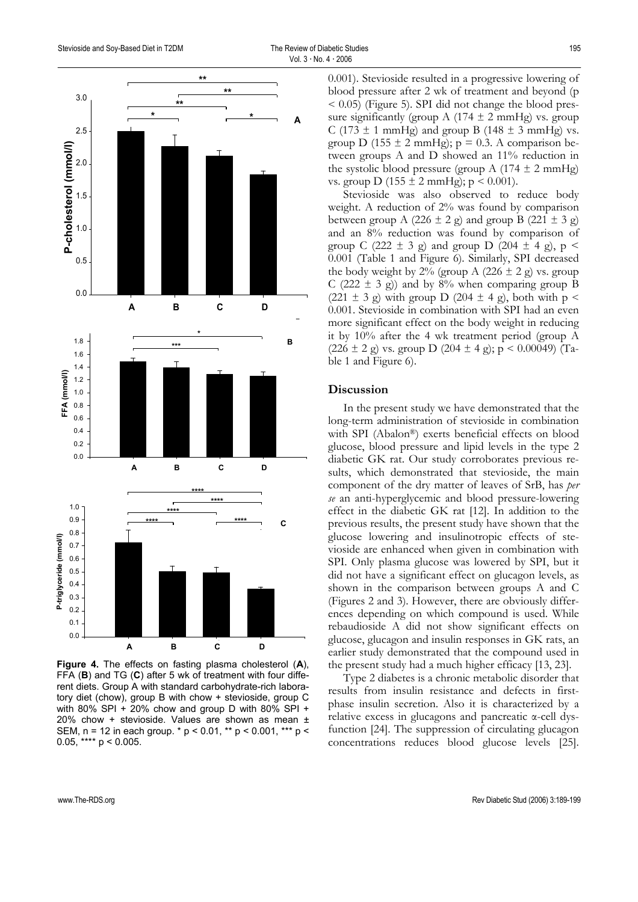**Figure 4.** The effects on fasting plasma cholesterol (**A**), FFA (**B**) and TG (**C**) after 5 wk of treatment with four different diets. Group A with standard carbohydrate-rich laboratory diet (chow), group B with chow + stevioside, group C with 80% SPI + 20% chow and group D with 80% SPI + 20% chow + stevioside. Values are shown as mean ± SEM, n = 12 in each group. * $p < 0.01$, ** $p < 0.001$, *** $p < 0.05$, **** $p < 0.005$.

0.001). Stevioside resulted in a progressive lowering of blood pressure after 2 wk of treatment and beyond ($p < 0.05$) (Figure 5). SPI did not change the blood pressure significantly (group A (174 ± 2 mmHg) vs. group C (173 ± 1 mmHg) and group B (148 ± 3 mmHg) vs. group D (155 ± 2 mmHg); $p = 0.3$. A comparison between groups A and D showed an 11% reduction in the systolic blood pressure (group A (174 ± 2 mmHg) vs. group D (155 ± 2 mmHg); $p < 0.001$).

Stevioside was also observed to reduce body weight. A reduction of 2% was found by comparison between group A (226 ± 2 g) and group B (221 ± 3 g) and an 8% reduction was found by comparison of group C (222 ± 3 g) and group D (204 ± 4 g), $p < 0.001$ (Table 1 and Figure 6). Similarly, SPI decreased the body weight by 2% (group A (226 ± 2 g) vs. group C (222 ± 3 g)) and by 8% when comparing group B (221 ± 3 g) with group D (204 ± 4 g), both with $p < 0.001$. Stevioside in combination with SPI had an even more significant effect on the body weight in reducing it by 10% after the 4 wk treatment period (group A (226 ± 2 g) vs. group D (204 ± 4 g); $p < 0.00049$) (Table 1 and Figure 6).

## Discussion

In the present study we have demonstrated that the long-term administration of stevioside in combination with SPI (Abalon®) exerts beneficial effects on blood glucose, blood pressure and lipid levels in the type 2 diabetic GK rat. Our study corroborates previous results, which demonstrated that stevioside, the main component of the dry matter of leaves of SrB, has *per se* an anti-hyperglycemic and blood pressure-lowering effect in the diabetic GK rat [12]. In addition to the previous results, the present study have shown that the glucose lowering and insulinotropic effects of stevioside are enhanced when given in combination with SPI. Only plasma glucose was lowered by SPI, but it did not have a significant effect on glucagon levels, as shown in the comparison between groups A and C (Figures 2 and 3). However, there are obviously differences depending on which compound is used. While rebaudioside A did not show significant effects on glucose, glucagon and insulin responses in GK rats, an earlier study demonstrated that the compound used in the present study had a much higher efficacy [13, 23].

Type 2 diabetes is a chronic metabolic disorder that results from insulin resistance and defects in first-phase insulin secretion. Also it is characterized by a relative excess in glucagons and pancreatic α-cell dysfunction [24]. The suppression of circulating glucagon concentrations reduces blood glucose levels [25].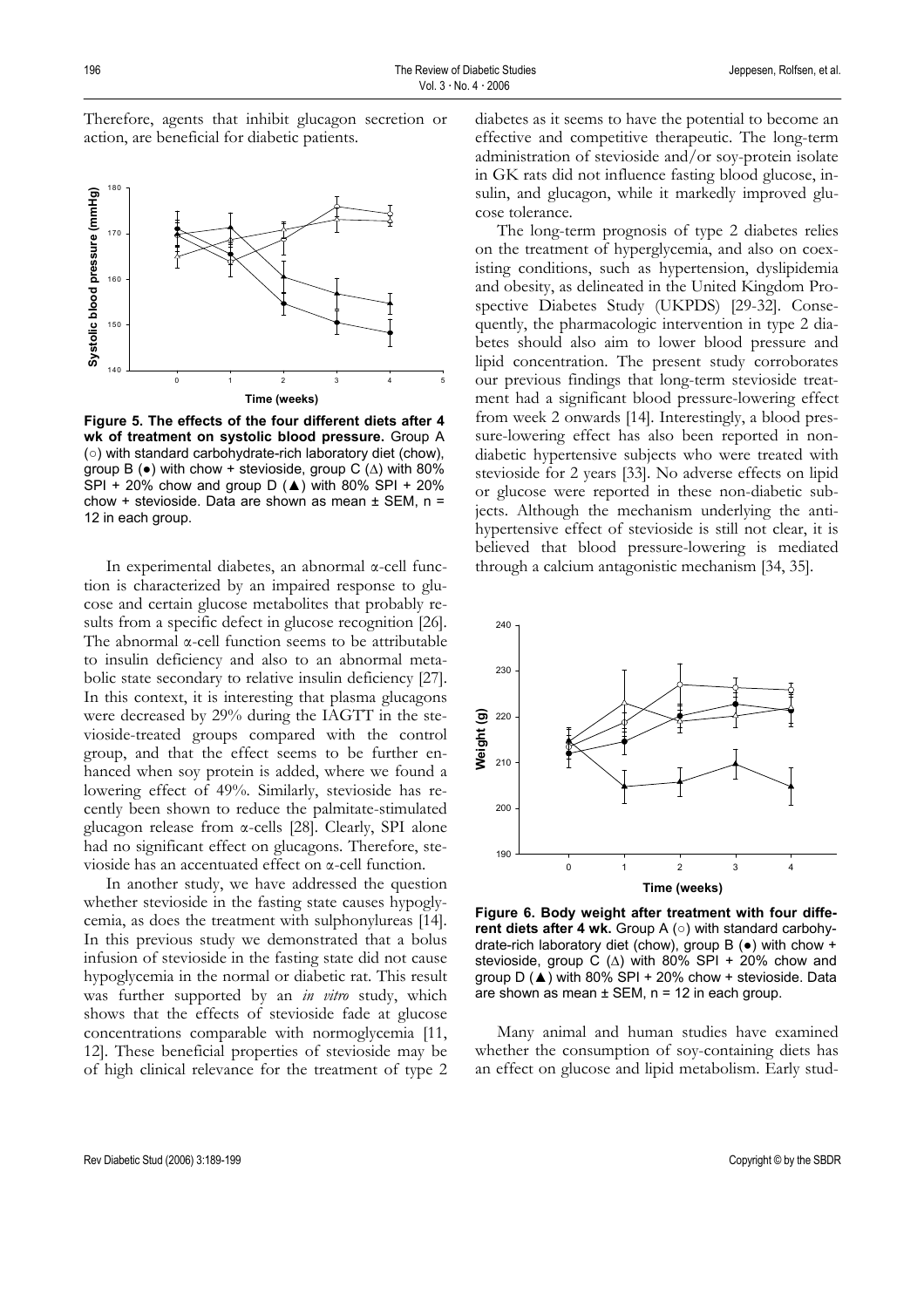Therefore, agents that inhibit glucagon secretion or action, are beneficial for diabetic patients.

**Figure 5. The effects of the four different diets after 4 wk of treatment on systolic blood pressure.** Group A (○) with standard carbohydrate-rich laboratory diet (chow), group B (●) with chow + stevioside, group C (Δ) with 80% SPI + 20% chow and group D (▲) with 80% SPI + 20% chow + stevioside. Data are shown as mean ± SEM, n = 12 in each group.

In experimental diabetes, an abnormal α-cell function is characterized by an impaired response to glucose and certain glucose metabolites that probably results from a specific defect in glucose recognition [26]. The abnormal α-cell function seems to be attributable to insulin deficiency and also to an abnormal metabolic state secondary to relative insulin deficiency [27]. In this context, it is interesting that plasma glucagons were decreased by 29% during the IAGTT in the stevioside-treated groups compared with the control group, and that the effect seems to be further enhanced when soy protein is added, where we found a lowering effect of 49%. Similarly, stevioside has recently been shown to reduce the palmitate-stimulated glucagon release from α-cells [28]. Clearly, SPI alone had no significant effect on glucagons. Therefore, stevioside has an accentuated effect on α-cell function.

In another study, we have addressed the question whether stevioside in the fasting state causes hypoglycemia, as does the treatment with sulphonylureas [14]. In this previous study we demonstrated that a bolus infusion of stevioside in the fasting state did not cause hypoglycemia in the normal or diabetic rat. This result was further supported by an *in vitro* study, which shows that the effects of stevioside fade at glucose concentrations comparable with normoglycemia [11, 12]. These beneficial properties of stevioside may be of high clinical relevance for the treatment of type 2 diabetes as it seems to have the potential to become an effective and competitive therapeutic. The long-term administration of stevioside and/or soy-protein isolate in GK rats did not influence fasting blood glucose, insulin, and glucagon, while it markedly improved glucose tolerance.

The long-term prognosis of type 2 diabetes relies on the treatment of hyperglycemia, and also on coexisting conditions, such as hypertension, dyslipidemia and obesity, as delineated in the United Kingdom Prospective Diabetes Study (UKPDS) [29-32]. Consequently, the pharmacologic intervention in type 2 diabetes should also aim to lower blood pressure and lipid concentration. The present study corroborates our previous findings that long-term stevioside treatment had a significant blood pressure-lowering effect from week 2 onwards [14]. Interestingly, a blood pressure-lowering effect has also been reported in non-diabetic hypertensive subjects who were treated with stevioside for 2 years [33]. No adverse effects on lipid or glucose were reported in these non-diabetic subjects. Although the mechanism underlying the anti-hypertensive effect of stevioside is still not clear, it is believed that blood pressure-lowering is mediated through a calcium antagonistic mechanism [34, 35].

**Figure 6. Body weight after treatment with four different diets after 4 wk.** Group A (○) with standard carbohydrate-rich laboratory diet (chow), group B (●) with chow + stevioside, group C (Δ) with 80% SPI + 20% chow and group D (▲) with 80% SPI + 20% chow + stevioside. Data are shown as mean ± SEM, n = 12 in each group.

Many animal and human studies have examined whether the consumption of soy-containing diets has an effect on glucose and lipid metabolism. Early stud-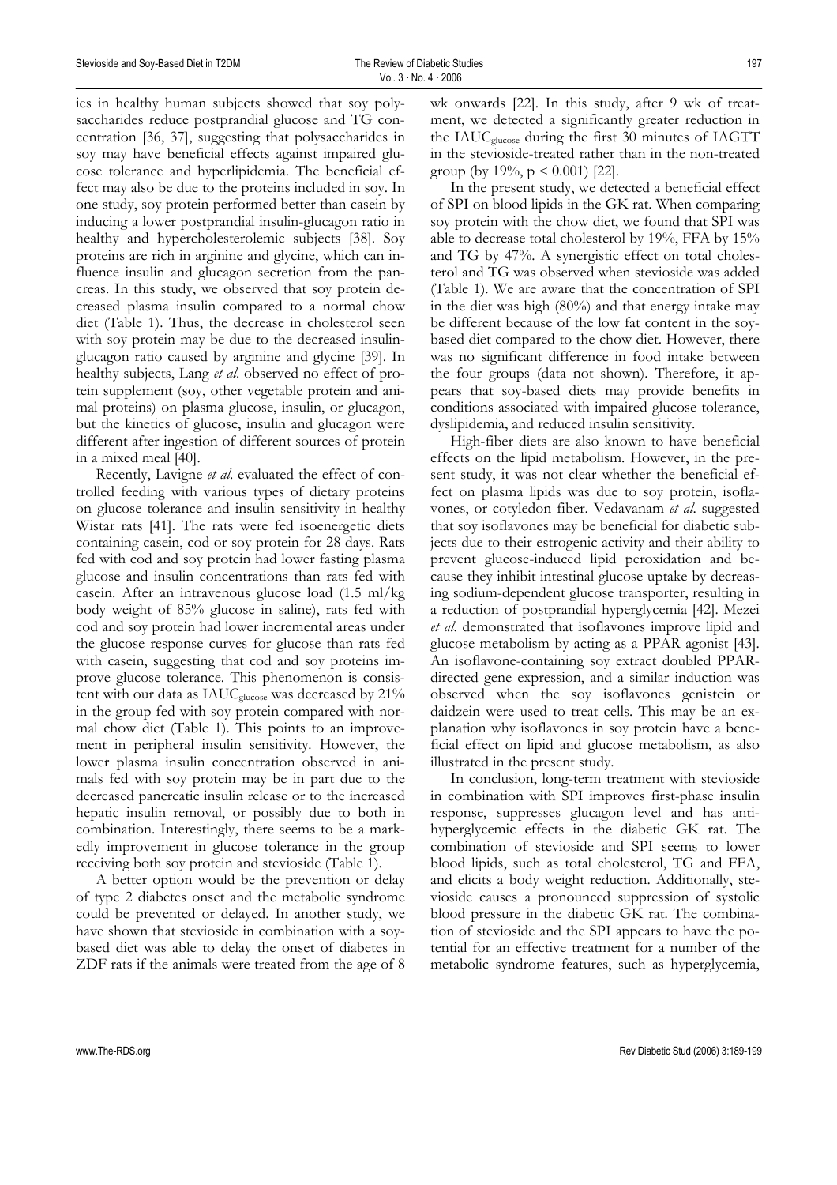ies in healthy human subjects showed that soy polysaccharides reduce postprandial glucose and TG concentration [36, 37], suggesting that polysaccharides in soy may have beneficial effects against impaired glucose tolerance and hyperlipidemia. The beneficial effect may also be due to the proteins included in soy. In one study, soy protein performed better than casein by inducing a lower postprandial insulin-glucagon ratio in healthy and hypercholesterolemic subjects [38]. Soy proteins are rich in arginine and glycine, which can influence insulin and glucagon secretion from the pancreas. In this study, we observed that soy protein decreased plasma insulin compared to a normal chow diet (Table 1). Thus, the decrease in cholesterol seen with soy protein may be due to the decreased insulin-glucagon ratio caused by arginine and glycine [39]. In healthy subjects, Lang *et al*. observed no effect of protein supplement (soy, other vegetable protein and animal proteins) on plasma glucose, insulin, or glucagon, but the kinetics of glucose, insulin and glucagon were different after ingestion of different sources of protein in a mixed meal [40].

Recently, Lavigne *et al*. evaluated the effect of controlled feeding with various types of dietary proteins on glucose tolerance and insulin sensitivity in healthy Wistar rats [41]. The rats were fed isoenergetic diets containing casein, cod or soy protein for 28 days. Rats fed with cod and soy protein had lower fasting plasma glucose and insulin concentrations than rats fed with casein. After an intravenous glucose load (1.5 ml/kg body weight of 85% glucose in saline), rats fed with cod and soy protein had lower incremental areas under the glucose response curves for glucose than rats fed with casein, suggesting that cod and soy proteins improve glucose tolerance. This phenomenon is consistent with our data as $IAUC_{glucose}$ was decreased by 21% in the group fed with soy protein compared with normal chow diet (Table 1). This points to an improvement in peripheral insulin sensitivity. However, the lower plasma insulin concentration observed in animals fed with soy protein may be in part due to the decreased pancreatic insulin release or to the increased hepatic insulin removal, or possibly due to both in combination. Interestingly, there seems to be a markedly improvement in glucose tolerance in the group receiving both soy protein and stevioside (Table 1).

A better option would be the prevention or delay of type 2 diabetes onset and the metabolic syndrome could be prevented or delayed. In another study, we have shown that stevioside in combination with a soy-based diet was able to delay the onset of diabetes in ZDF rats if the animals were treated from the age of 8 wk onwards [22]. In this study, after 9 wk of treatment, we detected a significantly greater reduction in the $IAUC_{glucose}$ during the first 30 minutes of IAGTT in the stevioside-treated rather than in the non-treated group (by 19%, $p < 0.001$) [22].

In the present study, we detected a beneficial effect of SPI on blood lipids in the GK rat. When comparing soy protein with the chow diet, we found that SPI was able to decrease total cholesterol by 19%, FFA by 15% and TG by 47%. A synergistic effect on total cholesterol and TG was observed when stevioside was added (Table 1). We are aware that the concentration of SPI in the diet was high (80%) and that energy intake may be different because of the low fat content in the soy-based diet compared to the chow diet. However, there was no significant difference in food intake between the four groups (data not shown). Therefore, it appears that soy-based diets may provide benefits in conditions associated with impaired glucose tolerance, dyslipidemia, and reduced insulin sensitivity.

High-fiber diets are also known to have beneficial effects on the lipid metabolism. However, in the present study, it was not clear whether the beneficial effect on plasma lipids was due to soy protein, isoflavones, or cotyledon fiber. Vedavanam *et al*. suggested that soy isoflavones may be beneficial for diabetic subjects due to their estrogenic activity and their ability to prevent glucose-induced lipid peroxidation and because they inhibit intestinal glucose uptake by decreasing sodium-dependent glucose transporter, resulting in a reduction of postprandial hyperglycemia [42]. Mezei *et al*. demonstrated that isoflavones improve lipid and glucose metabolism by acting as a PPAR agonist [43]. An isoflavone-containing soy extract doubled PPAR-directed gene expression, and a similar induction was observed when the soy isoflavones genistein or daidzein were used to treat cells. This may be an explanation why isoflavones in soy protein have a beneficial effect on lipid and glucose metabolism, as also illustrated in the present study.

In conclusion, long-term treatment with stevioside in combination with SPI improves first-phase insulin response, suppresses glucagon level and has anti-hyperglycemic effects in the diabetic GK rat. The combination of stevioside and SPI seems to lower blood lipids, such as total cholesterol, TG and FFA, and elicits a body weight reduction. Additionally, stevioside causes a pronounced suppression of systolic blood pressure in the diabetic GK rat. The combination of stevioside and the SPI appears to have the potential for an effective treatment for a number of the metabolic syndrome features, such as hyperglycemia,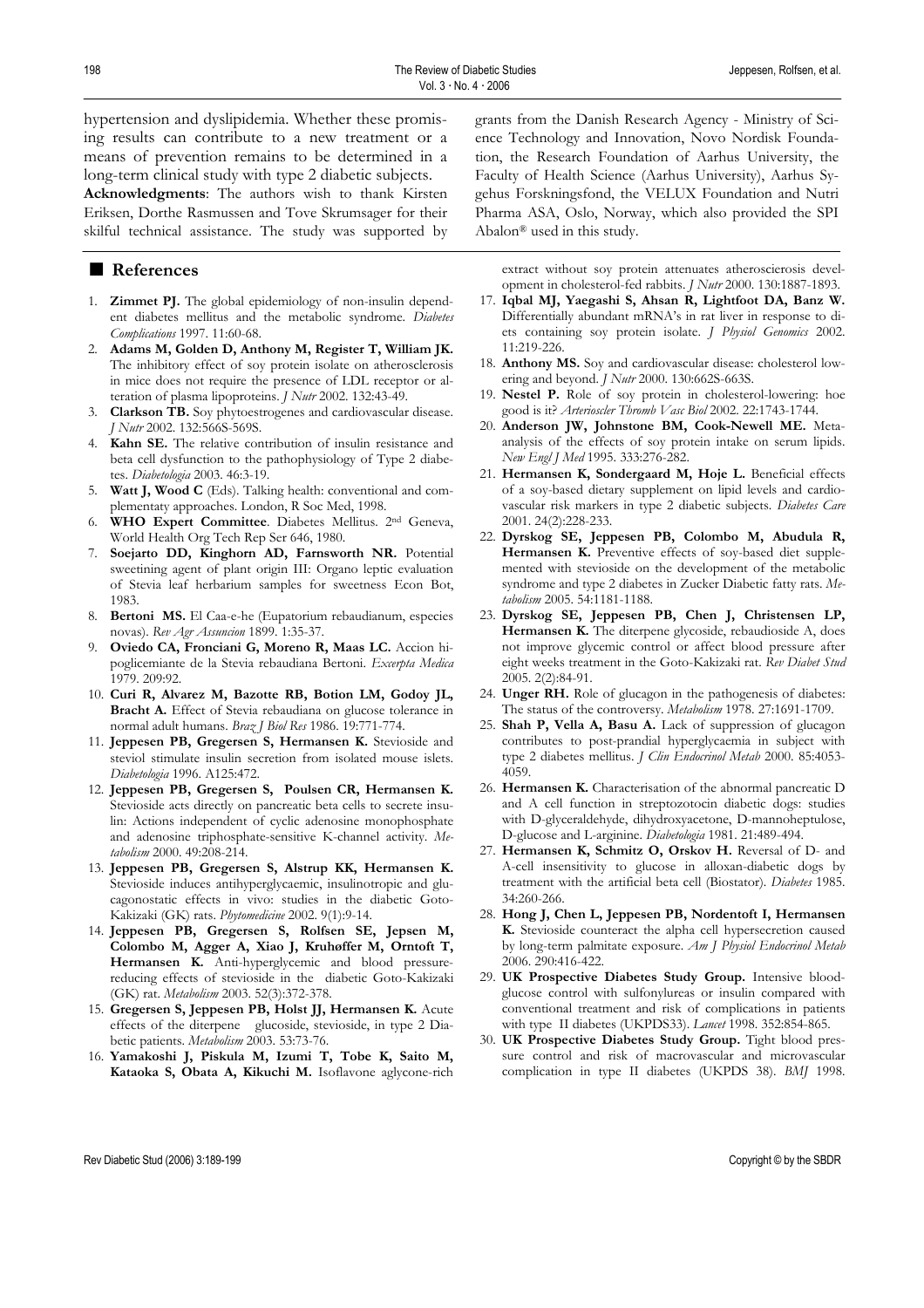hypertension and dyslipidemia. Whether these promising results can contribute to a new treatment or a means of prevention remains to be determined in a long-term clinical study with type 2 diabetic subjects.

**Acknowledgments**: The authors wish to thank Kirsten Eriksen, Dorthe Rasmussen and Tove Skrumsager for their skilful technical assistance. The study was supported by grants from the Danish Research Agency - Ministry of Science Technology and Innovation, Novo Nordisk Foundation, the Research Foundation of Aarhus University, the Faculty of Health Science (Aarhus University), Aarhus Sygehus Forskningsfond, the VELUX Foundation and Nutri Pharma ASA, Oslo, Norway, which also provided the SPI Abalon® used in this study.

## References

1. **Zimmet PJ.** The global epidemiology of non-insulin dependent diabetes mellitus and the metabolic syndrome. *Diabetes Complications* 1997. 11:60-68.
2. **Adams M, Golden D, Anthony M, Register T, William JK.** The inhibitory effect of soy protein isolate on atherosclerosis in mice does not require the presence of LDL receptor or alteration of plasma lipoproteins. *J Nutr* 2002. 132:43-49.
3. **Clarkson TB.** Soy phytoestrogenes and cardiovascular disease. *J Nutr* 2002. 132:566S-569S.
4. **Kahn SE.** The relative contribution of insulin resistance and beta cell dysfunction to the pathophysiology of Type 2 diabetes. *Diabetologia* 2003. 46:3-19.
5. **Watt J, Wood C** (Eds). Talking health: conventional and complementaty approaches. London, R Soc Med, 1998.
6. **WHO Expert Committee**. Diabetes Mellitus. 2nd Geneva, World Health Org Tech Rep Ser 646, 1980.
7. **Soejarto DD, Kinghorn AD, Farnsworth NR.** Potential sweetining agent of plant origin III: Organo leptic evaluation of Stevia leaf herbarium samples for sweetness Econ Bot, 1983.
8. **Bertoni MS.** El Caa-e-he (Eupatorium rebaudianum, especies novas). *Rev Agr Assuncion* 1899. 1:35-37.
9. **Oviedo CA, Fronciani G, Moreno R, Maas LC.** Accion hipoglicemiante de la Stevia rebaudiana Bertoni. *Excerpta Medica* 1979. 209:92.
10. **Curi R, Alvarez M, Bazotte RB, Botion LM, Godoy JL, Bracht A.** Effect of Stevia rebaudiana on glucose tolerance in normal adult humans. *Braz J Biol Res* 1986. 19:771-774.
11. **Jeppesen PB, Gregersen S, Hermansen K.** Stevioside and steviol stimulate insulin secretion from isolated mouse islets. *Diabetologia* 1996. A125:472.
12. **Jeppesen PB, Gregersen S, Poulsen CR, Hermansen K.** Stevioside acts directly on pancreatic beta cells to secrete insulin: Actions independent of cyclic adenosine monophosphate and adenosine triphosphate-sensitive K-channel activity. *Metabolism* 2000. 49:208-214.
13. **Jeppesen PB, Gregersen S, Alstrup KK, Hermansen K.** Stevioside induces antihyperglycaemic, insulinotropic and glucagonostatic effects in vivo: studies in the diabetic Goto-Kakizaki (GK) rats. *Phytomedicine* 2002. 9(1):9-14.
14. **Jeppesen PB, Gregersen S, Rolfsen SE, Jepsen M, Colombo M, Agger A, Xiao J, Kruhøffer M, Orntoft T, Hermansen K.** Anti-hyperglycemic and blood pressure-reducing effects of stevioside in the diabetic Goto-Kakizaki (GK) rat. *Metabolism* 2003. 52(3):372-378.
15. **Gregersen S, Jeppesen PB, Holst JJ, Hermansen K.** Acute effects of the diterpene glucoside, stevioside, in type 2 Diabetic patients. *Metabolism* 2003. 53:73-76.
16. **Yamakoshi J, Piskula M, Izumi T, Tobe K, Saito M, Kataoka S, Obata A, Kikuchi M.** Isoflavone aglycone-rich extract without soy protein attenuates atherosclerosis development in cholesterol-fed rabbits. *J Nutr* 2000. 130:1887-1893.
17. **Iqbal MJ, Yaegashi S, Ahsan R, Lightfoot DA, Banz W.** Differentially abundant mRNA's in rat liver in response to diets containing soy protein isolate. *J Physiol Genomics* 2002. 11:219-226.
18. **Anthony MS.** Soy and cardiovascular disease: cholesterol lowering and beyond. *J Nutr* 2000. 130:662S-663S.
19. **Nestel P.** Role of soy protein in cholesterol-lowering: hoe good is it? *Arterioscler Thromb Vasc Biol* 2002. 22:1743-1744.
20. **Anderson JW, Johnstone BM, Cook-Newell ME.** Meta-analysis of the effects of soy protein intake on serum lipids. *New Engl J Med* 1995. 333:276-282.
21. **Hermansen K, Sondergaard M, Hoje L.** Beneficial effects of a soy-based dietary supplement on lipid levels and cardiovascular risk markers in type 2 diabetic subjects. *Diabetes Care* 2001. 24(2):228-233.
22. **Dyrskog SE, Jeppesen PB, Colombo M, Abudula R, Hermansen K.** Preventive effects of soy-based diet supplemented with stevioside on the development of the metabolic syndrome and type 2 diabetes in Zucker Diabetic fatty rats. *Metabolism* 2005. 54:1181-1188.
23. **Dyrskog SE, Jeppesen PB, Chen J, Christensen LP, Hermansen K.** The diterpene glycoside, rebaudioside A, does not improve glycemic control or affect blood pressure after eight weeks treatment in the Goto-Kakizaki rat. *Rev Diabet Stud* 2005. 2(2):84-91.
24. **Unger RH.** Role of glucagon in the pathogenesis of diabetes: The status of the controversy. *Metabolism* 1978. 27:1691-1709.
25. **Shah P, Vella A, Basu A.** Lack of suppression of glucagon contributes to post-prandial hyperglycaemia in subject with type 2 diabetes mellitus. *J Clin Endocrinol Metab* 2000. 85:4053-4059.
26. **Hermansen K.** Characterisation of the abnormal pancreatic D and A cell function in streptozotocin diabetic dogs: studies with D-glyceraldehyde, dihydroxyacetone, D-mannoheptulose, D-glucose and L-arginine. *Diabetologia* 1981. 21:489-494.
27. **Hermansen K, Schmitz O, Orskov H.** Reversal of D- and A-cell insensitivity to glucose in alloxan-diabetic dogs by treatment with the artificial beta cell (Biostator). *Diabetes* 1985. 34:260-266.
28. **Hong J, Chen L, Jeppesen PB, Nordentoft I, Hermansen K.** Stevioside counteract the alpha cell hypersecretion caused by long-term palmitate exposure. *Am J Physiol Endocrinol Metab* 2006. 290:416-422.
29. **UK Prospective Diabetes Study Group.** Intensive blood-glucose control with sulfonylureas or insulin compared with conventional treatment and risk of complications in patients with type II diabetes (UKPDS33). *Lancet* 1998. 352:854-865.
30. **UK Prospective Diabetes Study Group.** Tight blood pressure control and risk of macrovascular and microvascular complication in type II diabetes (UKPDS 38). *BMJ* 1998.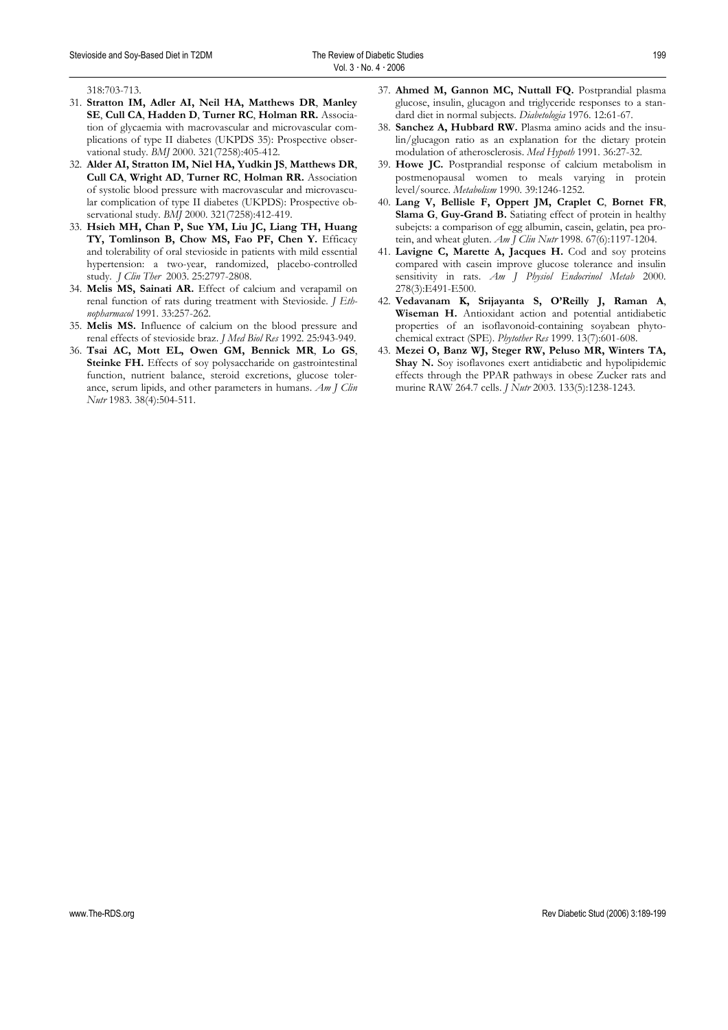318:703-713.

31. **Stratton IM, Adler AI, Neil HA, Matthews DR**, **Manley SE**, **Cull CA**, **Hadden D**, **Turner RC**, **Holman RR.** Association of glycaemia with macrovascular and microvascular complications of type II diabetes (UKPDS 35): Prospective observational study. *BMJ* 2000. 321(7258):405-412.
32. **Alder AI, Stratton IM, Niel HA, Yudkin JS**, **Matthews DR**, **Cull CA**, **Wright AD**, **Turner RC**, **Holman RR.** Association of systolic blood pressure with macrovascular and microvascular complication of type II diabetes (UKPDS): Prospective observational study. *BMJ* 2000. 321(7258):412-419.
33. **Hsieh MH, Chan P, Sue YM, Liu JC, Liang TH, Huang TY, Tomlinson B, Chow MS, Fao PF, Chen Y.** Efficacy and tolerability of oral stevioside in patients with mild essential hypertension: a two-year, randomized, placebo-controlled study. *J Clin Ther* 2003. 25:2797-2808.
34. **Melis MS, Sainati AR.** Effect of calcium and verapamil on renal function of rats during treatment with Stevioside. *J Ethnopharmacol* 1991. 33:257-262.
35. **Melis MS.** Influence of calcium on the blood pressure and renal effects of stevioside braz. *J Med Biol Res* 1992. 25:943-949.
36. **Tsai AC, Mott EL, Owen GM, Bennick MR**, **Lo GS**, **Steinke FH.** Effects of soy polysaccharide on gastrointestinal function, nutrient balance, steroid excretions, glucose tolerance, serum lipids, and other parameters in humans. *Am J Clin Nutr* 1983. 38(4):504-511.
37. **Ahmed M, Gannon MC, Nuttall FQ.** Postprandial plasma glucose, insulin, glucagon and triglyceride responses to a standard diet in normal subjects. *Diabetologia* 1976. 12:61-67.
38. **Sanchez A, Hubbard RW.** Plasma amino acids and the insulin/glucagon ratio as an explanation for the dietary protein modulation of atherosclerosis. *Med Hypoth* 1991. 36:27-32.
39. **Howe JC.** Postprandial response of calcium metabolism in postmenopausal women to meals varying in protein level/source. *Metabolism* 1990. 39:1246-1252.
40. **Lang V, Bellisle F, Oppert JM, Craplet C**, **Bornet FR**, **Slama G**, **Guy-Grand B.** Satiating effect of protein in healthy subejcts: a comparison of egg albumin, casein, gelatin, pea protein, and wheat gluten. *Am J Clin Nutr* 1998. 67(6):1197-1204.
41. **Lavigne C, Marette A, Jacques H.** Cod and soy proteins compared with casein improve glucose tolerance and insulin sensitivity in rats. *Am J Physiol Endocrinol Metab* 2000. 278(3):E491-E500.
42. **Vedavanam K, Srijayanta S, O'Reilly J, Raman A**, **Wiseman H.** Antioxidant action and potential antidiabetic properties of an isoflavonoid-containing soyabean phytochemical extract (SPE). *Phytother Res* 1999. 13(7):601-608.
43. **Mezei O, Banz WJ, Steger RW, Peluso MR, Winters TA, Shay N.** Soy isoflavones exert antidiabetic and hypolipidemic effects through the PPAR pathways in obese Zucker rats and murine RAW 264.7 cells. *J Nutr* 2003. 133(5):1238-1243.